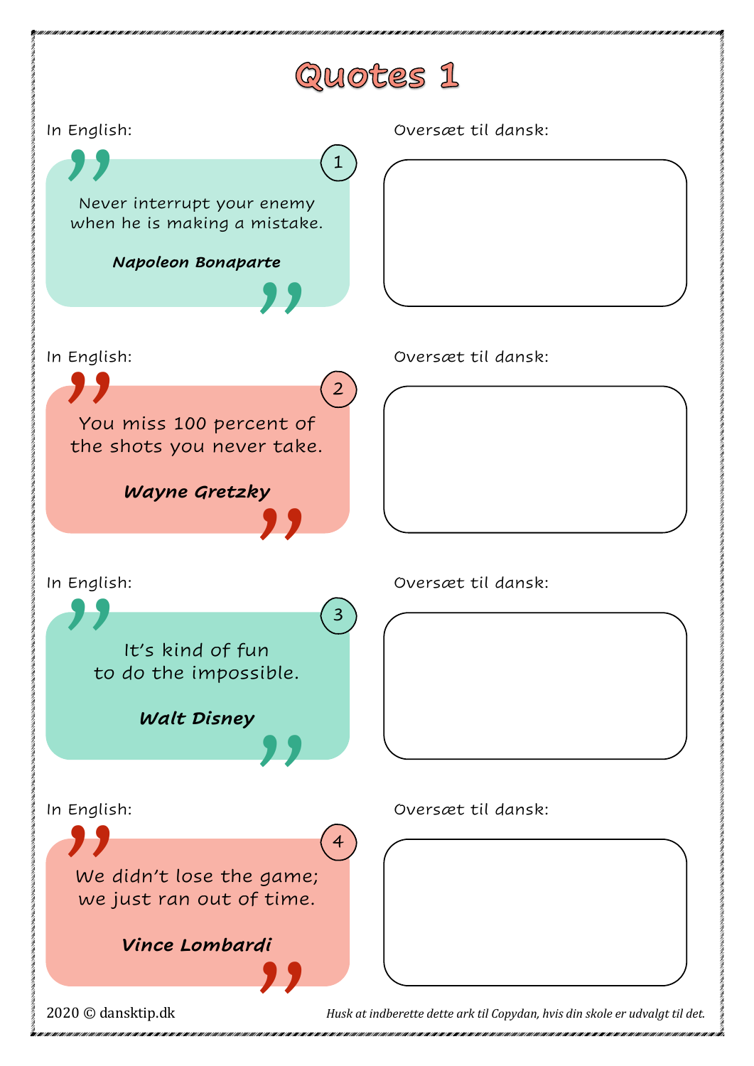# Quotes 1

In English:

**1**

Never interrupt your enemy when he is making a mistake.

***Napoleon Bonaparte***

Oversæt til dansk:

In English:

**2**

You miss 100 percent of the shots you never take.

***Wayne Gretzky***

Oversæt til dansk:

In English:

**3**

It's kind of fun to do the impossible.

***Walt Disney***

Oversæt til dansk:

In English:

**4**

We didn't lose the game; we just ran out of time.

***Vince Lombardi***

Oversæt til dansk:

2020 © dansktip.dk

*Husk at indberette dette ark til Copydan, hvis din skole er udvalgt til det.*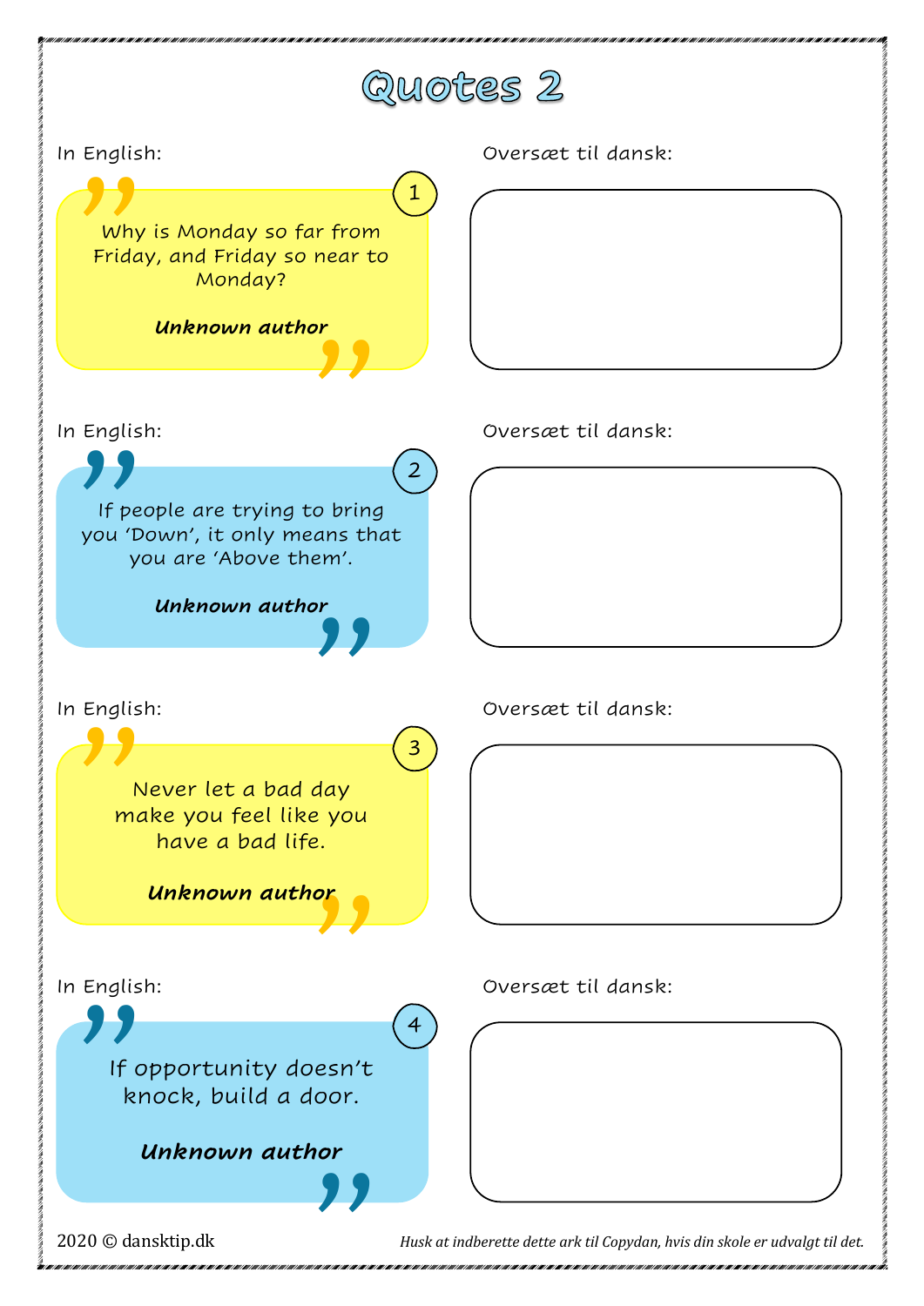# Quotes 2

In English:

1

Why is Monday so far from Friday, and Friday so near to Monday?

***Unknown author***

Oversæt til dansk:

In English:

2

If people are trying to bring you 'Down', it only means that you are 'Above them'.

***Unknown author***

Oversæt til dansk:

In English:

3

Never let a bad day make you feel like you have a bad life.

***Unknown author***

Oversæt til dansk:

In English:

4

If opportunity doesn't knock, build a door.

***Unknown author***

Oversæt til dansk:

2020 © dansktip.dk

*Husk at indberette dette ark til Copydan, hvis din skole er udvalgt til det.*